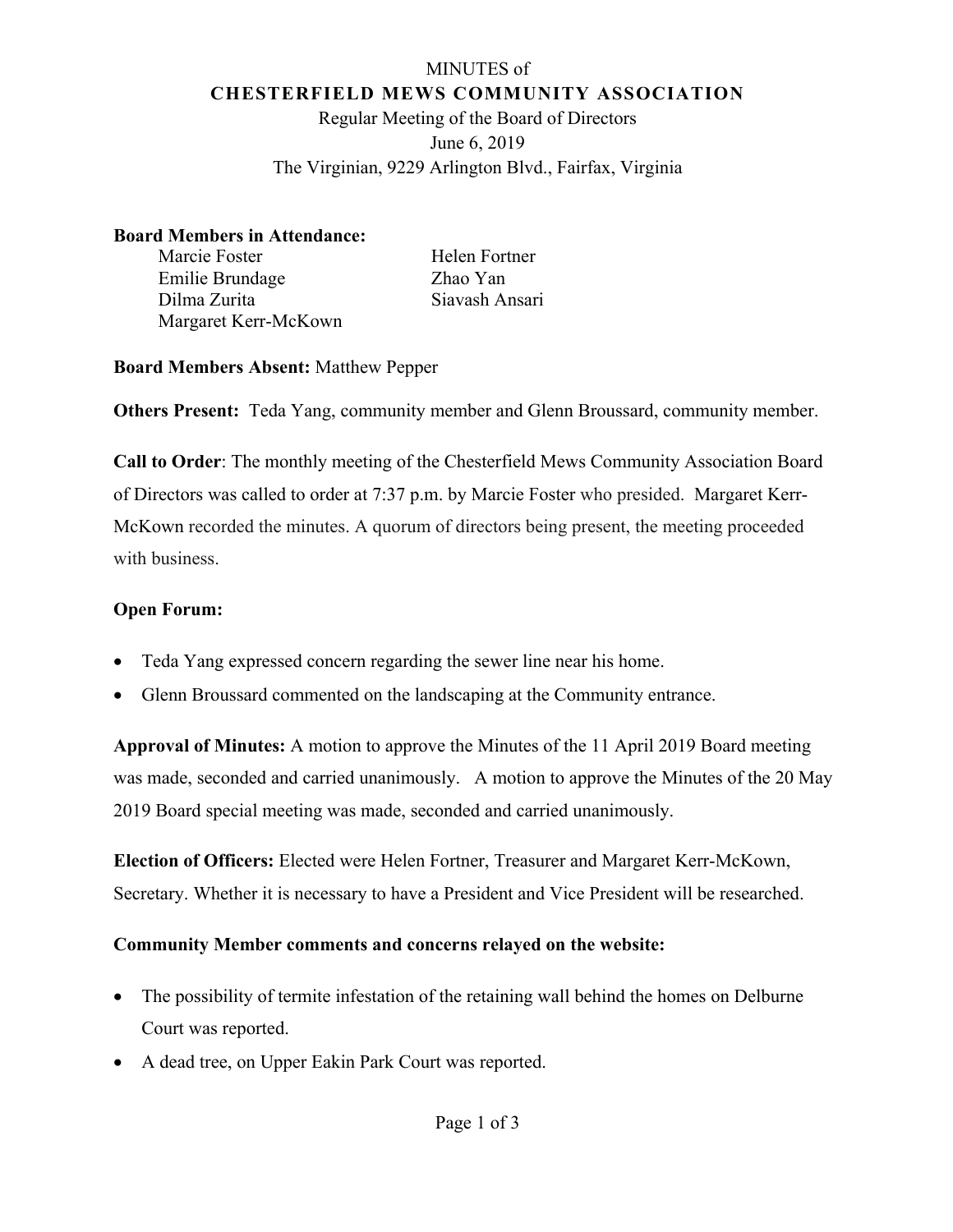MINUTES of

# CHESTERFIELD MEWS COMMUNITY ASSOCIATION

Regular Meeting of the Board of Directors

June 6, 2019

The Virginian, 9229 Arlington Blvd., Fairfax, Virginia

**Board Members in Attendance:**

Marcie Foster
Emilie Brundage
Dilma Zurita
Margaret Kerr-McKown
Helen Fortner
Zhao Yan
Siavash Ansari

**Board Members Absent:** Matthew Pepper

**Others Present:** Teda Yang, community member and Glenn Broussard, community member.

**Call to Order**: The monthly meeting of the Chesterfield Mews Community Association Board of Directors was called to order at 7:37 p.m. by Marcie Foster who presided. Margaret Kerr-McKown recorded the minutes. A quorum of directors being present, the meeting proceeded with business.

**Open Forum:**

- Teda Yang expressed concern regarding the sewer line near his home.
- Glenn Broussard commented on the landscaping at the Community entrance.

**Approval of Minutes:** A motion to approve the Minutes of the 11 April 2019 Board meeting was made, seconded and carried unanimously. A motion to approve the Minutes of the 20 May 2019 Board special meeting was made, seconded and carried unanimously.

**Election of Officers:** Elected were Helen Fortner, Treasurer and Margaret Kerr-McKown, Secretary. Whether it is necessary to have a President and Vice President will be researched.

**Community Member comments and concerns relayed on the website:**

- The possibility of termite infestation of the retaining wall behind the homes on Delburne Court was reported.
- A dead tree, on Upper Eakin Park Court was reported.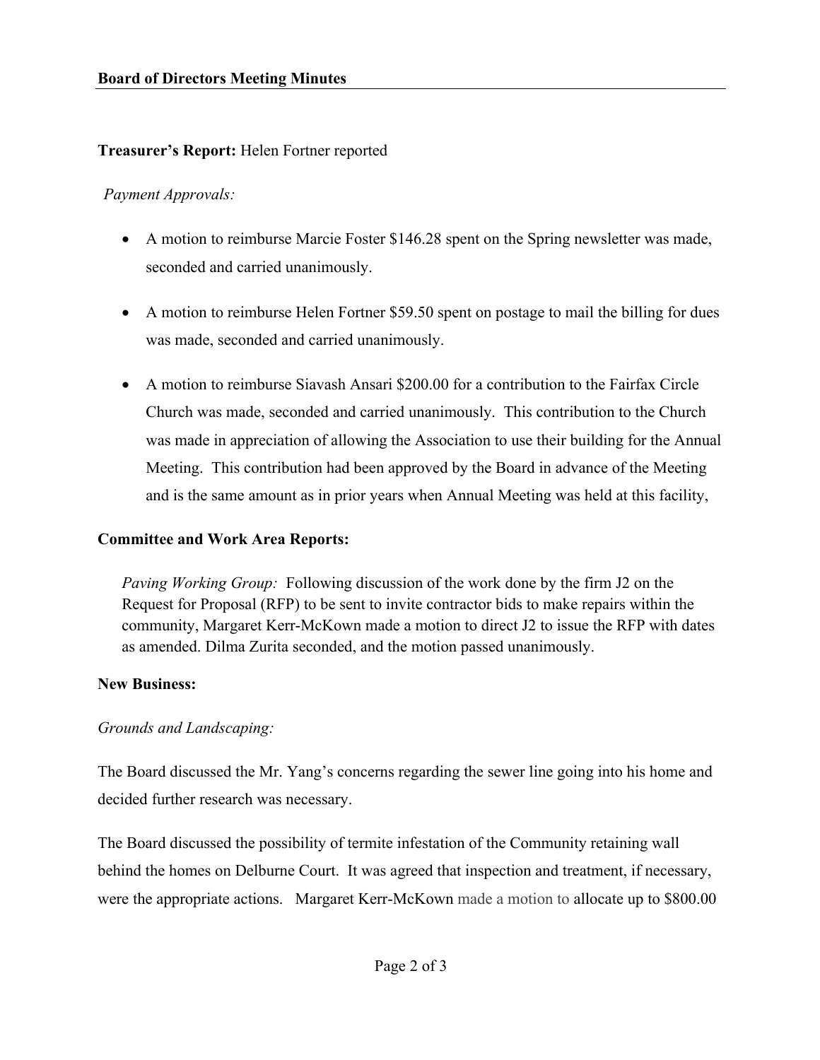**Treasurer's Report:** Helen Fortner reported

*Payment Approvals:*

- A motion to reimburse Marcie Foster $146.28 spent on the Spring newsletter was made, seconded and carried unanimously.

- A motion to reimburse Helen Fortner $59.50 spent on postage to mail the billing for dues was made, seconded and carried unanimously.

- A motion to reimburse Siavash Ansari $200.00 for a contribution to the Fairfax Circle Church was made, seconded and carried unanimously. This contribution to the Church was made in appreciation of allowing the Association to use their building for the Annual Meeting. This contribution had been approved by the Board in advance of the Meeting and is the same amount as in prior years when Annual Meeting was held at this facility,

**Committee and Work Area Reports:**

*Paving Working Group:* Following discussion of the work done by the firm J2 on the Request for Proposal (RFP) to be sent to invite contractor bids to make repairs within the community, Margaret Kerr-McKown made a motion to direct J2 to issue the RFP with dates as amended. Dilma Zurita seconded, and the motion passed unanimously.

**New Business:**

*Grounds and Landscaping:*

The Board discussed the Mr. Yang's concerns regarding the sewer line going into his home and decided further research was necessary.

The Board discussed the possibility of termite infestation of the Community retaining wall behind the homes on Delburne Court. It was agreed that inspection and treatment, if necessary, were the appropriate actions. Margaret Kerr-McKown made a motion to allocate up to $800.00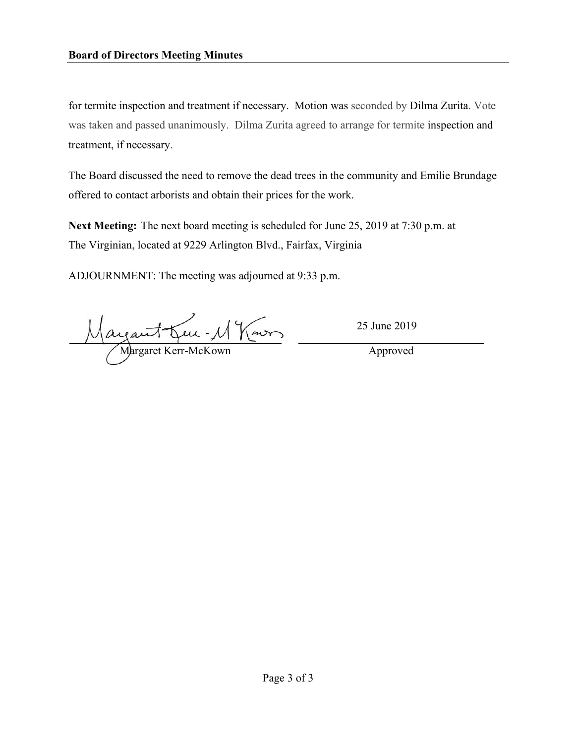for termite inspection and treatment if necessary. Motion was seconded by Dilma Zurita. Vote was taken and passed unanimously. Dilma Zurita agreed to arrange for termite inspection and treatment, if necessary.

The Board discussed the need to remove the dead trees in the community and Emilie Brundage offered to contact arborists and obtain their prices for the work.

**Next Meeting:** The next board meeting is scheduled for June 25, 2019 at 7:30 p.m. at The Virginian, located at 9229 Arlington Blvd., Fairfax, Virginia

ADJOURNMENT: The meeting was adjourned at 9:33 p.m.

Margaret Kerr-McKown — 25 June 2019

Margaret Kerr-McKown — Approved